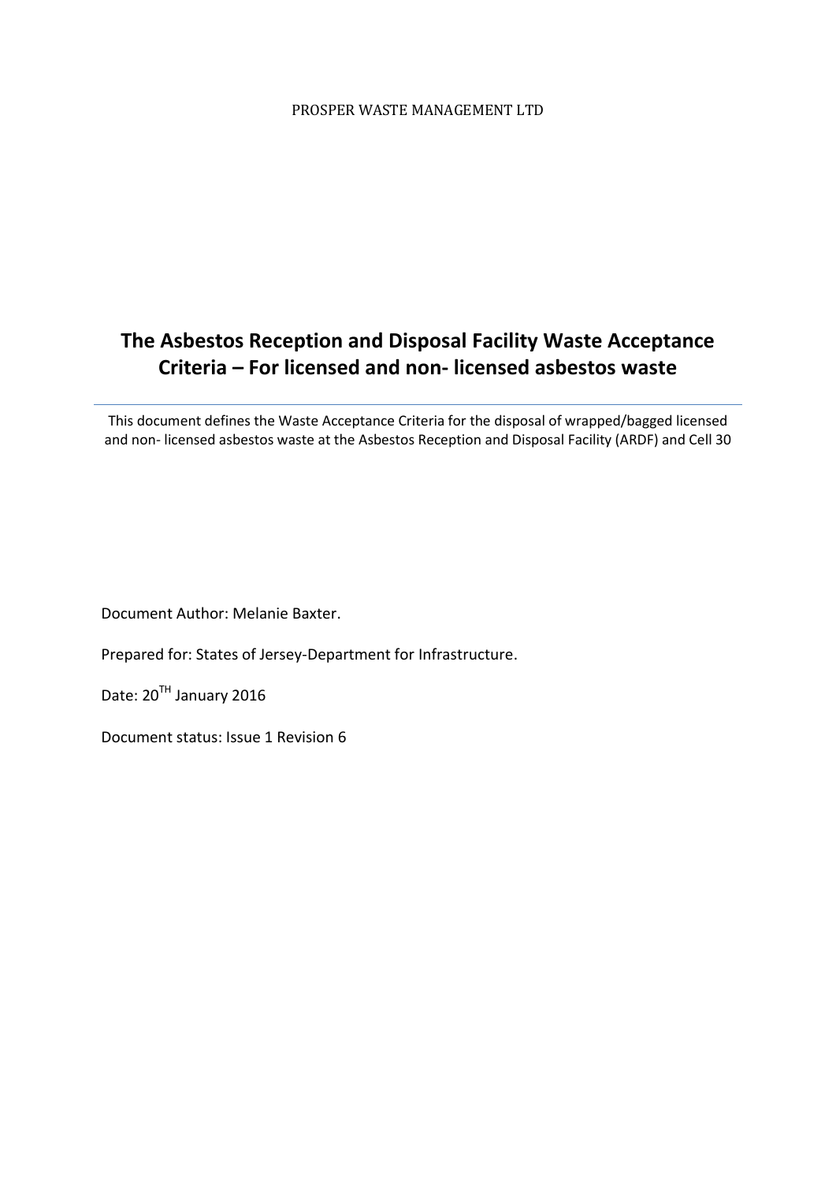PROSPER WASTE MANAGEMENT LTD

# The Asbestos Reception and Disposal Facility Waste Acceptance Criteria – For licensed and non- licensed asbestos waste

---

This document defines the Waste Acceptance Criteria for the disposal of wrapped/bagged licensed and non- licensed asbestos waste at the Asbestos Reception and Disposal Facility (ARDF) and Cell 30

Document Author: Melanie Baxter.

Prepared for: States of Jersey-Department for Infrastructure.

Date: 20TH January 2016

Document status: Issue 1 Revision 6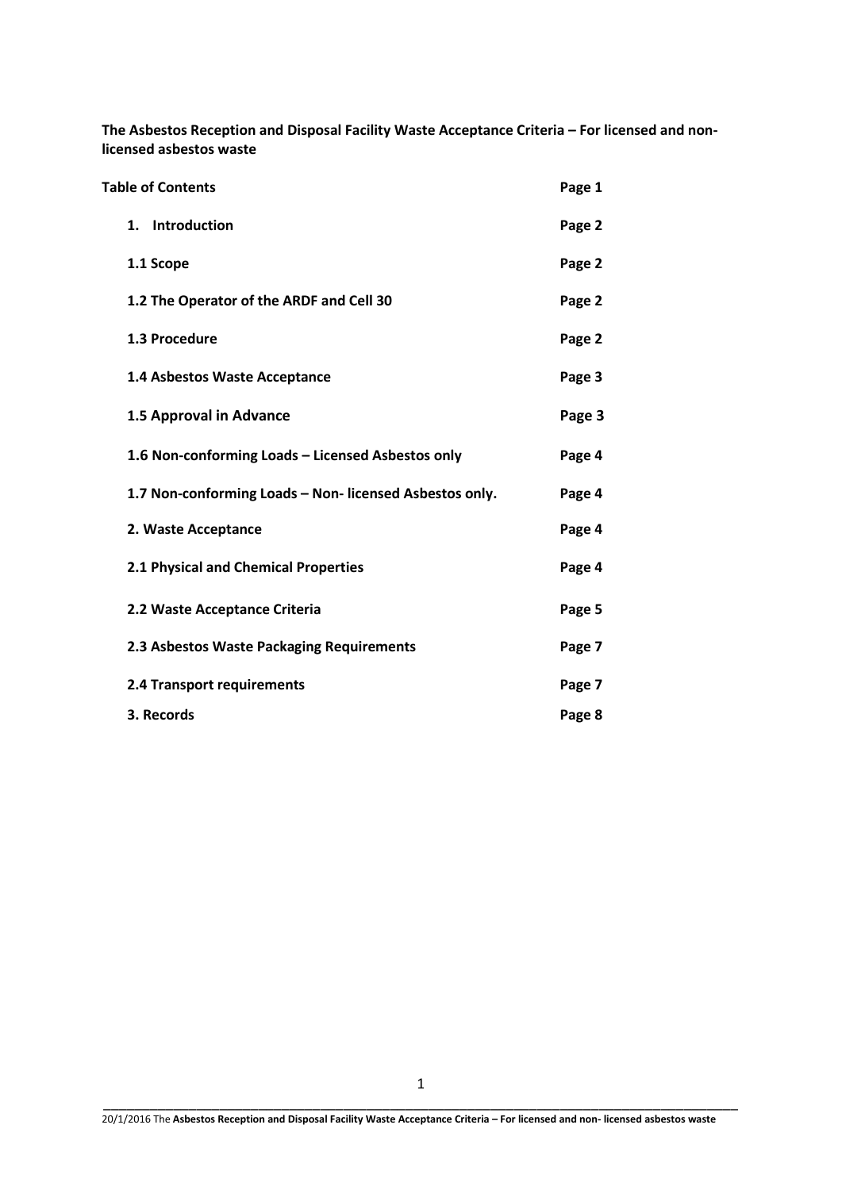**The Asbestos Reception and Disposal Facility Waste Acceptance Criteria – For licensed and non-licensed asbestos waste**

| **Table of Contents** | **Page 1** |
|---|---|
| **1. Introduction** | **Page 2** |
| **1.1 Scope** | **Page 2** |
| **1.2 The Operator of the ARDF and Cell 30** | **Page 2** |
| **1.3 Procedure** | **Page 2** |
| **1.4 Asbestos Waste Acceptance** | **Page 3** |
| **1.5 Approval in Advance** | **Page 3** |
| **1.6 Non-conforming Loads – Licensed Asbestos only** | **Page 4** |
| **1.7 Non-conforming Loads – Non- licensed Asbestos only.** | **Page 4** |
| **2. Waste Acceptance** | **Page 4** |
| **2.1 Physical and Chemical Properties** | **Page 4** |
| **2.2 Waste Acceptance Criteria** | **Page 5** |
| **2.3 Asbestos Waste Packaging Requirements** | **Page 7** |
| **2.4 Transport requirements** | **Page 7** |
| **3. Records** | **Page 8** |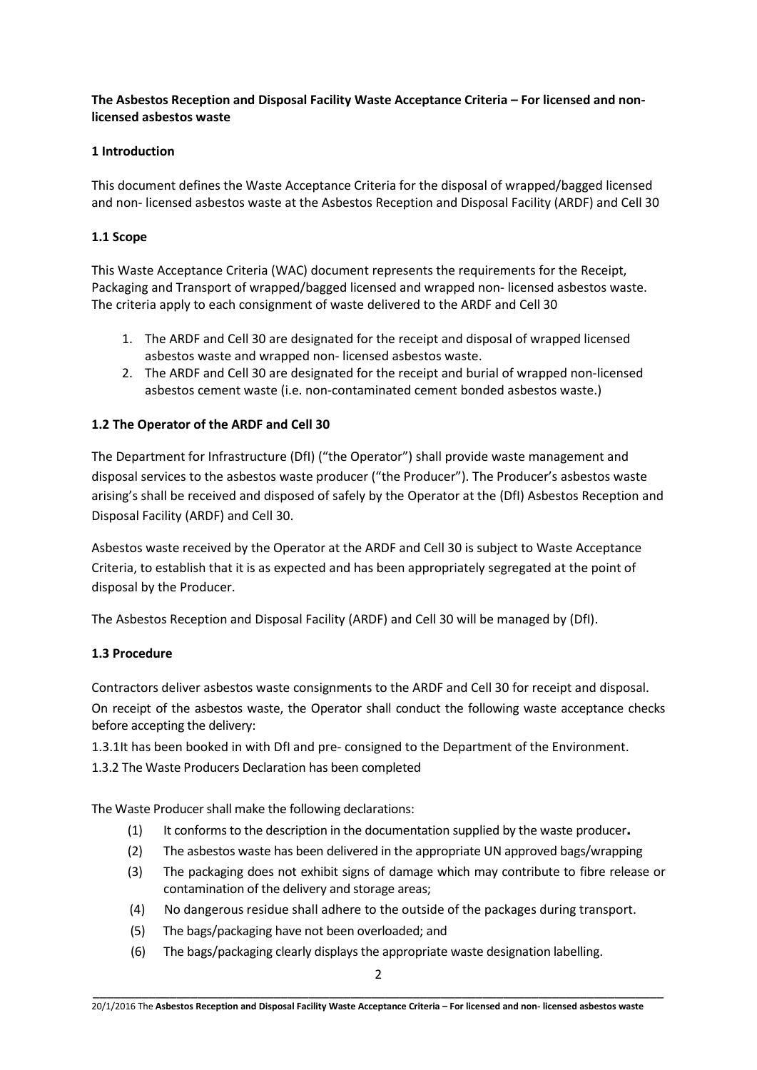**The Asbestos Reception and Disposal Facility Waste Acceptance Criteria – For licensed and non-licensed asbestos waste**

## 1 Introduction

This document defines the Waste Acceptance Criteria for the disposal of wrapped/bagged licensed and non- licensed asbestos waste at the Asbestos Reception and Disposal Facility (ARDF) and Cell 30

### 1.1 Scope

This Waste Acceptance Criteria (WAC) document represents the requirements for the Receipt, Packaging and Transport of wrapped/bagged licensed and wrapped non- licensed asbestos waste. The criteria apply to each consignment of waste delivered to the ARDF and Cell 30

1. The ARDF and Cell 30 are designated for the receipt and disposal of wrapped licensed asbestos waste and wrapped non- licensed asbestos waste.
2. The ARDF and Cell 30 are designated for the receipt and burial of wrapped non-licensed asbestos cement waste (i.e. non-contaminated cement bonded asbestos waste.)

### 1.2 The Operator of the ARDF and Cell 30

The Department for Infrastructure (DfI) ("the Operator") shall provide waste management and disposal services to the asbestos waste producer ("the Producer"). The Producer's asbestos waste arising's shall be received and disposed of safely by the Operator at the (DfI) Asbestos Reception and Disposal Facility (ARDF) and Cell 30.

Asbestos waste received by the Operator at the ARDF and Cell 30 is subject to Waste Acceptance Criteria, to establish that it is as expected and has been appropriately segregated at the point of disposal by the Producer.

The Asbestos Reception and Disposal Facility (ARDF) and Cell 30 will be managed by (DfI).

### 1.3 Procedure

Contractors deliver asbestos waste consignments to the ARDF and Cell 30 for receipt and disposal. On receipt of the asbestos waste, the Operator shall conduct the following waste acceptance checks before accepting the delivery:

1.3.1It has been booked in with DfI and pre- consigned to the Department of the Environment.

1.3.2 The Waste Producers Declaration has been completed

The Waste Producer shall make the following declarations:

(1) It conforms to the description in the documentation supplied by the waste producer.

(2) The asbestos waste has been delivered in the appropriate UN approved bags/wrapping

(3) The packaging does not exhibit signs of damage which may contribute to fibre release or contamination of the delivery and storage areas;

(4) No dangerous residue shall adhere to the outside of the packages during transport.

(5) The bags/packaging have not been overloaded; and

(6) The bags/packaging clearly displays the appropriate waste designation labelling.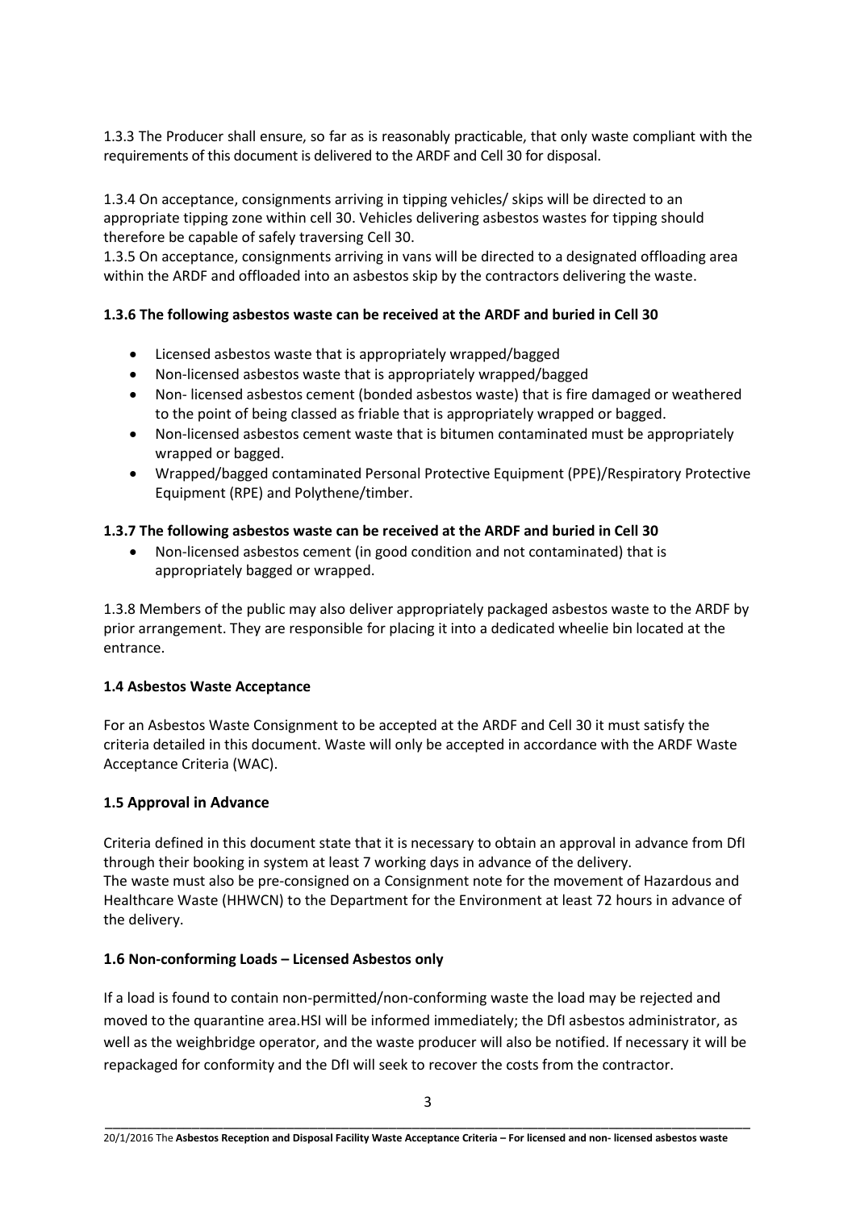1.3.3 The Producer shall ensure, so far as is reasonably practicable, that only waste compliant with the requirements of this document is delivered to the ARDF and Cell 30 for disposal.

1.3.4 On acceptance, consignments arriving in tipping vehicles/ skips will be directed to an appropriate tipping zone within cell 30. Vehicles delivering asbestos wastes for tipping should therefore be capable of safely traversing Cell 30.
1.3.5 On acceptance, consignments arriving in vans will be directed to a designated offloading area within the ARDF and offloaded into an asbestos skip by the contractors delivering the waste.

**1.3.6 The following asbestos waste can be received at the ARDF and buried in Cell 30**

- Licensed asbestos waste that is appropriately wrapped/bagged
- Non-licensed asbestos waste that is appropriately wrapped/bagged
- Non- licensed asbestos cement (bonded asbestos waste) that is fire damaged or weathered to the point of being classed as friable that is appropriately wrapped or bagged.
- Non-licensed asbestos cement waste that is bitumen contaminated must be appropriately wrapped or bagged.
- Wrapped/bagged contaminated Personal Protective Equipment (PPE)/Respiratory Protective Equipment (RPE) and Polythene/timber.

**1.3.7 The following asbestos waste can be received at the ARDF and buried in Cell 30**

- Non-licensed asbestos cement (in good condition and not contaminated) that is appropriately bagged or wrapped.

1.3.8 Members of the public may also deliver appropriately packaged asbestos waste to the ARDF by prior arrangement. They are responsible for placing it into a dedicated wheelie bin located at the entrance.

### 1.4 Asbestos Waste Acceptance

For an Asbestos Waste Consignment to be accepted at the ARDF and Cell 30 it must satisfy the criteria detailed in this document. Waste will only be accepted in accordance with the ARDF Waste Acceptance Criteria (WAC).

### 1.5 Approval in Advance

Criteria defined in this document state that it is necessary to obtain an approval in advance from DfI through their booking in system at least 7 working days in advance of the delivery.
The waste must also be pre-consigned on a Consignment note for the movement of Hazardous and Healthcare Waste (HHWCN) to the Department for the Environment at least 72 hours in advance of the delivery.

### 1.6 Non-conforming Loads – Licensed Asbestos only

If a load is found to contain non-permitted/non-conforming waste the load may be rejected and moved to the quarantine area.HSI will be informed immediately; the DfI asbestos administrator, as well as the weighbridge operator, and the waste producer will also be notified. If necessary it will be repackaged for conformity and the DfI will seek to recover the costs from the contractor.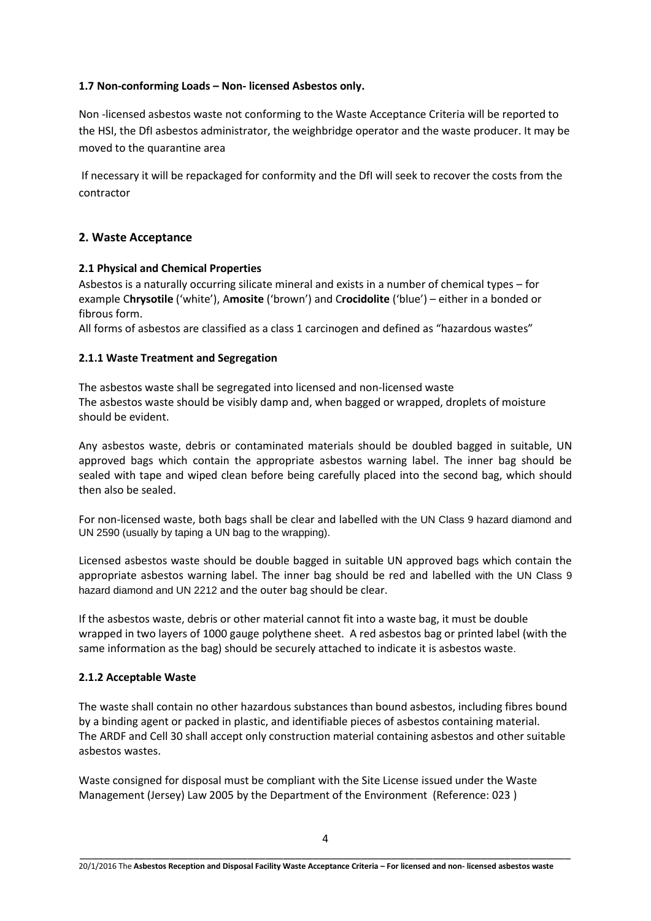### 1.7 Non-conforming Loads – Non- licensed Asbestos only.

Non -licensed asbestos waste not conforming to the Waste Acceptance Criteria will be reported to the HSI, the DfI asbestos administrator, the weighbridge operator and the waste producer. It may be moved to the quarantine area

If necessary it will be repackaged for conformity and the DfI will seek to recover the costs from the contractor

## 2. Waste Acceptance

### 2.1 Physical and Chemical Properties

Asbestos is a naturally occurring silicate mineral and exists in a number of chemical types – for example C**hrysotile** ('white'), A**mosite** ('brown') and C**rocidolite** ('blue') – either in a bonded or fibrous form.

All forms of asbestos are classified as a class 1 carcinogen and defined as "hazardous wastes"

### 2.1.1 Waste Treatment and Segregation

The asbestos waste shall be segregated into licensed and non-licensed waste
The asbestos waste should be visibly damp and, when bagged or wrapped, droplets of moisture should be evident.

Any asbestos waste, debris or contaminated materials should be doubled bagged in suitable, UN approved bags which contain the appropriate asbestos warning label. The inner bag should be sealed with tape and wiped clean before being carefully placed into the second bag, which should then also be sealed.

For non-licensed waste, both bags shall be clear and labelled with the UN Class 9 hazard diamond and UN 2590 (usually by taping a UN bag to the wrapping).

Licensed asbestos waste should be double bagged in suitable UN approved bags which contain the appropriate asbestos warning label. The inner bag should be red and labelled with the UN Class 9 hazard diamond and UN 2212 and the outer bag should be clear.

If the asbestos waste, debris or other material cannot fit into a waste bag, it must be double wrapped in two layers of 1000 gauge polythene sheet. A red asbestos bag or printed label (with the same information as the bag) should be securely attached to indicate it is asbestos waste.

### 2.1.2 Acceptable Waste

The waste shall contain no other hazardous substances than bound asbestos, including fibres bound by a binding agent or packed in plastic, and identifiable pieces of asbestos containing material.
The ARDF and Cell 30 shall accept only construction material containing asbestos and other suitable asbestos wastes.

Waste consigned for disposal must be compliant with the Site License issued under the Waste Management (Jersey) Law 2005 by the Department of the Environment (Reference: 023 )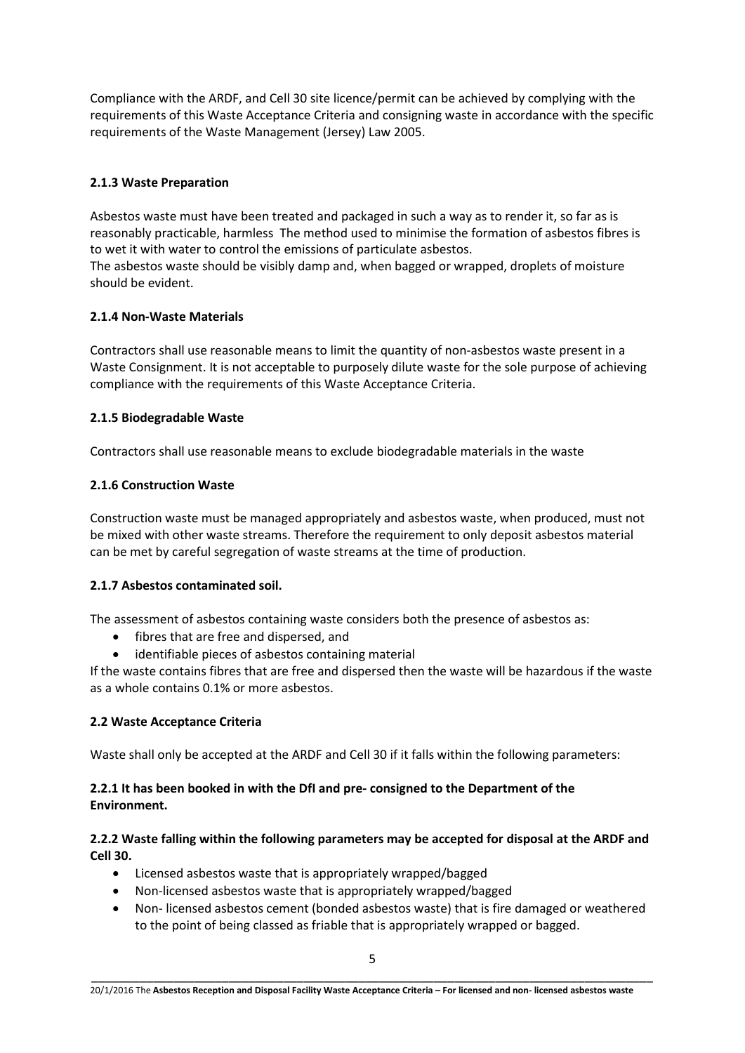Compliance with the ARDF, and Cell 30 site licence/permit can be achieved by complying with the requirements of this Waste Acceptance Criteria and consigning waste in accordance with the specific requirements of the Waste Management (Jersey) Law 2005.

### 2.1.3 Waste Preparation

Asbestos waste must have been treated and packaged in such a way as to render it, so far as is reasonably practicable, harmless The method used to minimise the formation of asbestos fibres is to wet it with water to control the emissions of particulate asbestos.
The asbestos waste should be visibly damp and, when bagged or wrapped, droplets of moisture should be evident.

### 2.1.4 Non-Waste Materials

Contractors shall use reasonable means to limit the quantity of non-asbestos waste present in a Waste Consignment. It is not acceptable to purposely dilute waste for the sole purpose of achieving compliance with the requirements of this Waste Acceptance Criteria.

### 2.1.5 Biodegradable Waste

Contractors shall use reasonable means to exclude biodegradable materials in the waste

### 2.1.6 Construction Waste

Construction waste must be managed appropriately and asbestos waste, when produced, must not be mixed with other waste streams. Therefore the requirement to only deposit asbestos material can be met by careful segregation of waste streams at the time of production.

### 2.1.7 Asbestos contaminated soil.

The assessment of asbestos containing waste considers both the presence of asbestos as:

- fibres that are free and dispersed, and
- identifiable pieces of asbestos containing material

If the waste contains fibres that are free and dispersed then the waste will be hazardous if the waste as a whole contains 0.1% or more asbestos.

## 2.2 Waste Acceptance Criteria

Waste shall only be accepted at the ARDF and Cell 30 if it falls within the following parameters:

### 2.2.1 It has been booked in with the DfI and pre- consigned to the Department of the Environment.

### 2.2.2 Waste falling within the following parameters may be accepted for disposal at the ARDF and Cell 30.

- Licensed asbestos waste that is appropriately wrapped/bagged
- Non-licensed asbestos waste that is appropriately wrapped/bagged
- Non- licensed asbestos cement (bonded asbestos waste) that is fire damaged or weathered to the point of being classed as friable that is appropriately wrapped or bagged.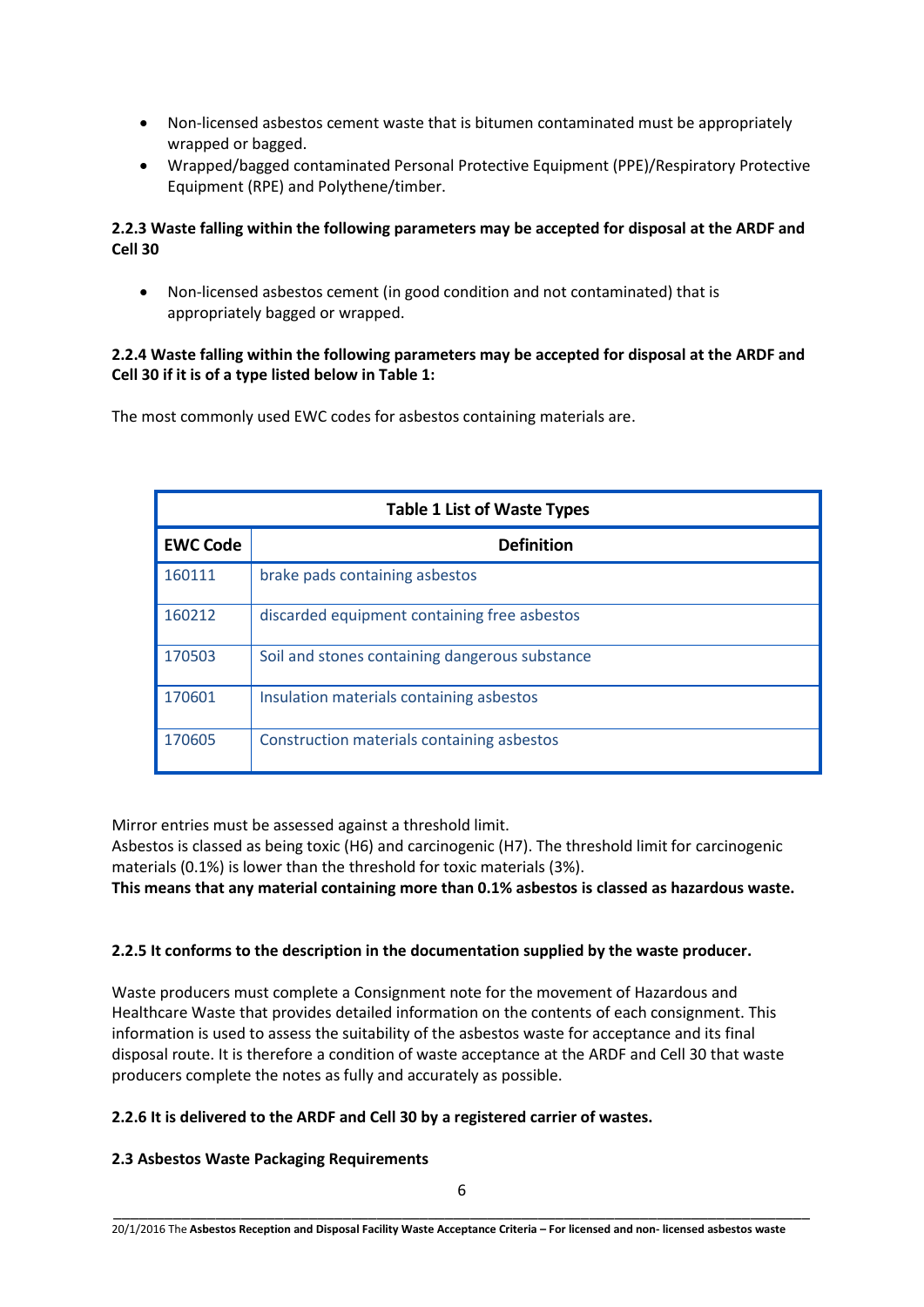- Non-licensed asbestos cement waste that is bitumen contaminated must be appropriately wrapped or bagged.
- Wrapped/bagged contaminated Personal Protective Equipment (PPE)/Respiratory Protective Equipment (RPE) and Polythene/timber.

**2.2.3 Waste falling within the following parameters may be accepted for disposal at the ARDF and Cell 30**

- Non-licensed asbestos cement (in good condition and not contaminated) that is appropriately bagged or wrapped.

**2.2.4 Waste falling within the following parameters may be accepted for disposal at the ARDF and Cell 30 if it is of a type listed below in Table 1:**

The most commonly used EWC codes for asbestos containing materials are.

| Table 1 List of Waste Types | |
|---|---|
| **EWC Code** | **Definition** |
| 160111 | brake pads containing asbestos |
| 160212 | discarded equipment containing free asbestos |
| 170503 | Soil and stones containing dangerous substance |
| 170601 | Insulation materials containing asbestos |
| 170605 | Construction materials containing asbestos |

Mirror entries must be assessed against a threshold limit.
Asbestos is classed as being toxic (H6) and carcinogenic (H7). The threshold limit for carcinogenic materials (0.1%) is lower than the threshold for toxic materials (3%).
**This means that any material containing more than 0.1% asbestos is classed as hazardous waste.**

**2.2.5 It conforms to the description in the documentation supplied by the waste producer.**

Waste producers must complete a Consignment note for the movement of Hazardous and Healthcare Waste that provides detailed information on the contents of each consignment. This information is used to assess the suitability of the asbestos waste for acceptance and its final disposal route. It is therefore a condition of waste acceptance at the ARDF and Cell 30 that waste producers complete the notes as fully and accurately as possible.

**2.2.6 It is delivered to the ARDF and Cell 30 by a registered carrier of wastes.**

**2.3 Asbestos Waste Packaging Requirements**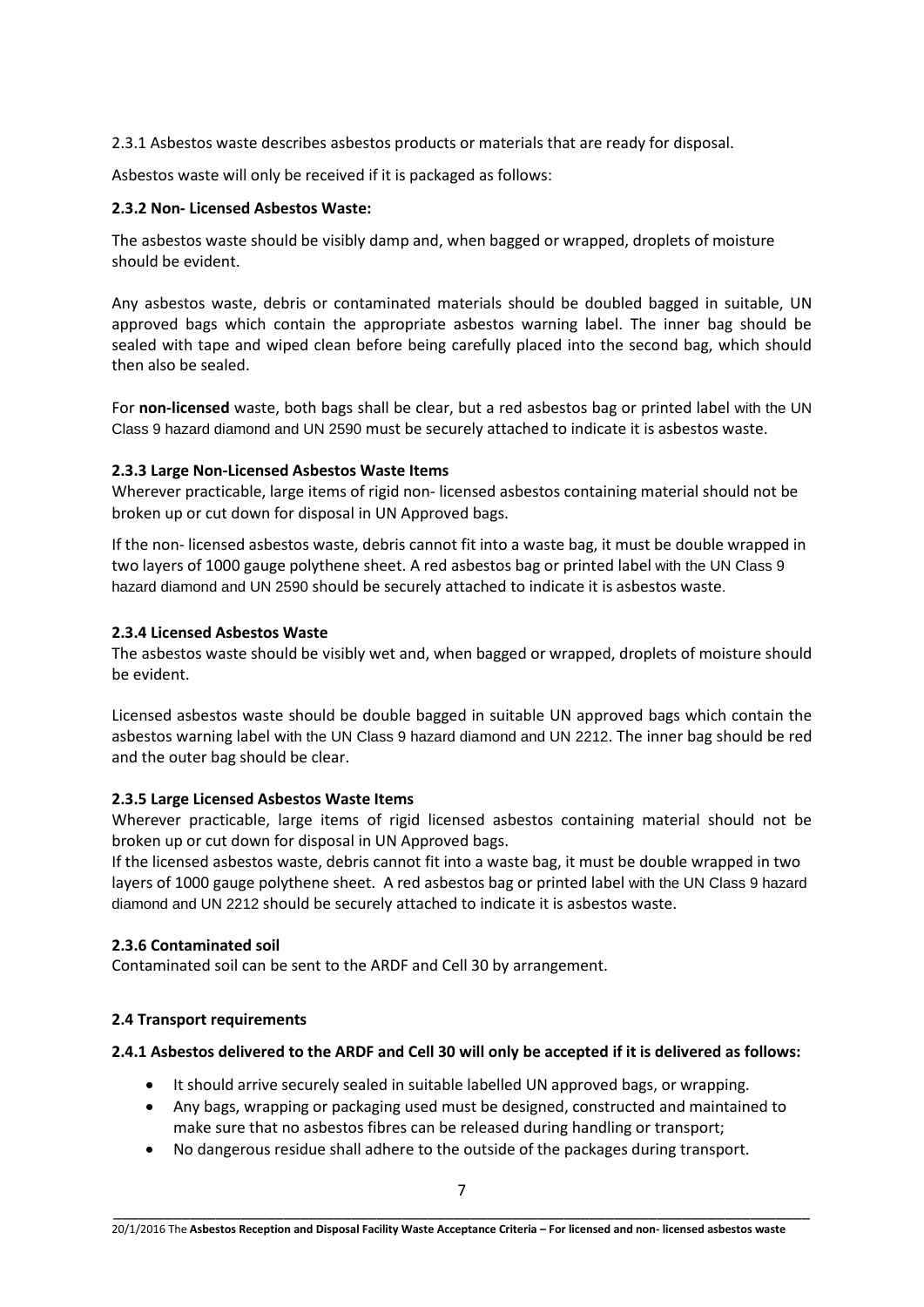2.3.1 Asbestos waste describes asbestos products or materials that are ready for disposal.

Asbestos waste will only be received if it is packaged as follows:

### 2.3.2 Non- Licensed Asbestos Waste:

The asbestos waste should be visibly damp and, when bagged or wrapped, droplets of moisture should be evident.

Any asbestos waste, debris or contaminated materials should be doubled bagged in suitable, UN approved bags which contain the appropriate asbestos warning label. The inner bag should be sealed with tape and wiped clean before being carefully placed into the second bag, which should then also be sealed.

For **non-licensed** waste, both bags shall be clear, but a red asbestos bag or printed label with the UN Class 9 hazard diamond and UN 2590 must be securely attached to indicate it is asbestos waste.

### 2.3.3 Large Non-Licensed Asbestos Waste Items

Wherever practicable, large items of rigid non- licensed asbestos containing material should not be broken up or cut down for disposal in UN Approved bags.

If the non- licensed asbestos waste, debris cannot fit into a waste bag, it must be double wrapped in two layers of 1000 gauge polythene sheet. A red asbestos bag or printed label with the UN Class 9 hazard diamond and UN 2590 should be securely attached to indicate it is asbestos waste.

### 2.3.4 Licensed Asbestos Waste

The asbestos waste should be visibly wet and, when bagged or wrapped, droplets of moisture should be evident.

Licensed asbestos waste should be double bagged in suitable UN approved bags which contain the asbestos warning label with the UN Class 9 hazard diamond and UN 2212. The inner bag should be red and the outer bag should be clear.

### 2.3.5 Large Licensed Asbestos Waste Items

Wherever practicable, large items of rigid licensed asbestos containing material should not be broken up or cut down for disposal in UN Approved bags.

If the licensed asbestos waste, debris cannot fit into a waste bag, it must be double wrapped in two layers of 1000 gauge polythene sheet. A red asbestos bag or printed label with the UN Class 9 hazard diamond and UN 2212 should be securely attached to indicate it is asbestos waste.

### 2.3.6 Contaminated soil

Contaminated soil can be sent to the ARDF and Cell 30 by arrangement.

## 2.4 Transport requirements

### 2.4.1 Asbestos delivered to the ARDF and Cell 30 will only be accepted if it is delivered as follows:

- It should arrive securely sealed in suitable labelled UN approved bags, or wrapping.
- Any bags, wrapping or packaging used must be designed, constructed and maintained to make sure that no asbestos fibres can be released during handling or transport;
- No dangerous residue shall adhere to the outside of the packages during transport.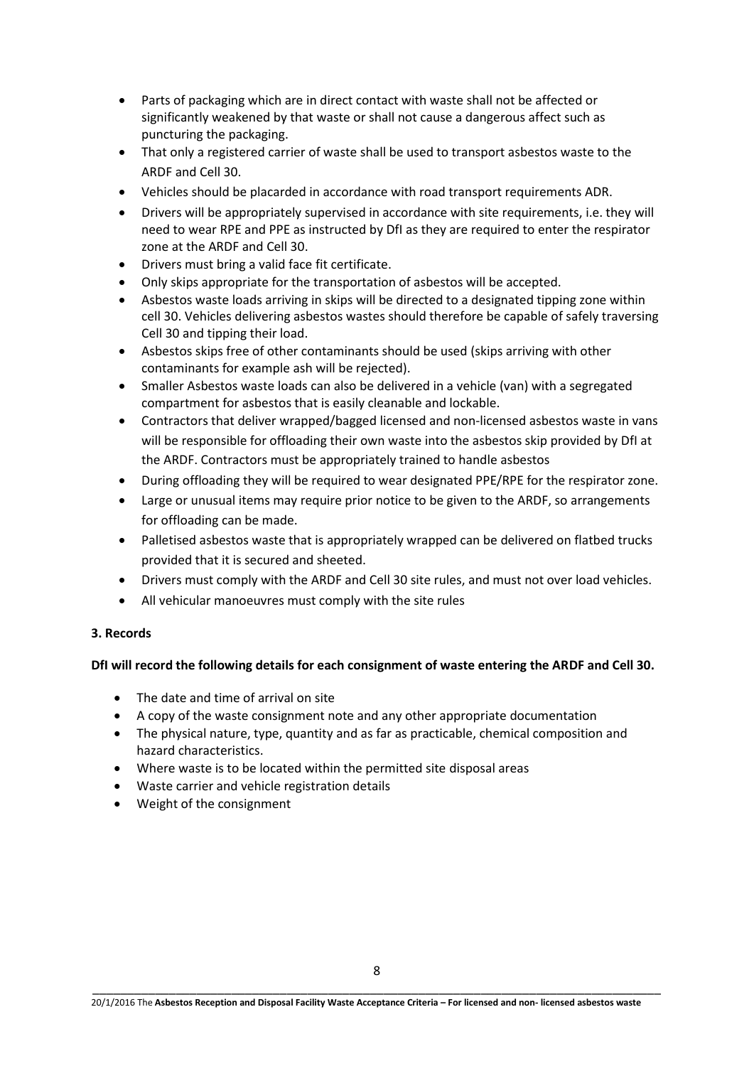- Parts of packaging which are in direct contact with waste shall not be affected or significantly weakened by that waste or shall not cause a dangerous affect such as puncturing the packaging.
- That only a registered carrier of waste shall be used to transport asbestos waste to the ARDF and Cell 30.
- Vehicles should be placarded in accordance with road transport requirements ADR.
- Drivers will be appropriately supervised in accordance with site requirements, i.e. they will need to wear RPE and PPE as instructed by DfI as they are required to enter the respirator zone at the ARDF and Cell 30.
- Drivers must bring a valid face fit certificate.
- Only skips appropriate for the transportation of asbestos will be accepted.
- Asbestos waste loads arriving in skips will be directed to a designated tipping zone within cell 30. Vehicles delivering asbestos wastes should therefore be capable of safely traversing Cell 30 and tipping their load.
- Asbestos skips free of other contaminants should be used (skips arriving with other contaminants for example ash will be rejected).
- Smaller Asbestos waste loads can also be delivered in a vehicle (van) with a segregated compartment for asbestos that is easily cleanable and lockable.
- Contractors that deliver wrapped/bagged licensed and non-licensed asbestos waste in vans will be responsible for offloading their own waste into the asbestos skip provided by DfI at the ARDF. Contractors must be appropriately trained to handle asbestos
- During offloading they will be required to wear designated PPE/RPE for the respirator zone.
- Large or unusual items may require prior notice to be given to the ARDF, so arrangements for offloading can be made.
- Palletised asbestos waste that is appropriately wrapped can be delivered on flatbed trucks provided that it is secured and sheeted.
- Drivers must comply with the ARDF and Cell 30 site rules, and must not over load vehicles.
- All vehicular manoeuvres must comply with the site rules

### 3. Records

**DfI will record the following details for each consignment of waste entering the ARDF and Cell 30.**

- The date and time of arrival on site
- A copy of the waste consignment note and any other appropriate documentation
- The physical nature, type, quantity and as far as practicable, chemical composition and hazard characteristics.
- Where waste is to be located within the permitted site disposal areas
- Waste carrier and vehicle registration details
- Weight of the consignment